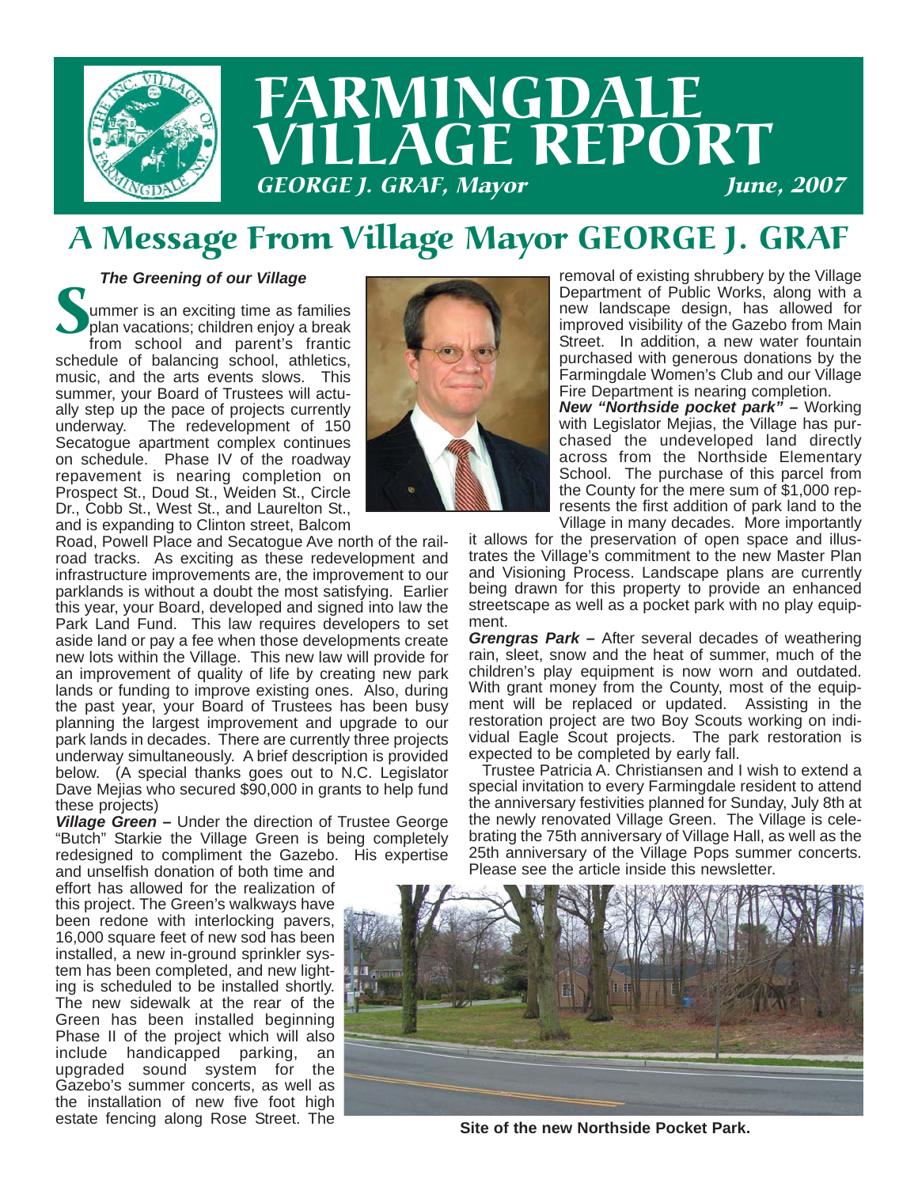# FARMINGDALE VILLAGE REPORT

*GEORGE J. GRAF, Mayor* *June, 2007*

## A Message From Village Mayor GEORGE J. GRAF

***The Greening of our Village***

Summer is an exciting time as families plan vacations; children enjoy a break from school and parent's frantic schedule of balancing school, athletics, music, and the arts events slows. This summer, your Board of Trustees will actually step up the pace of projects currently underway. The redevelopment of 150 Secatogue apartment complex continues on schedule. Phase IV of the roadway repavement is nearing completion on Prospect St., Doud St., Weiden St., Circle Dr., Cobb St., West St., and Laurelton St., and is expanding to Clinton street, Balcom Road, Powell Place and Secatogue Ave north of the railroad tracks. As exciting as these redevelopment and infrastructure improvements are, the improvement to our parklands is without a doubt the most satisfying. Earlier this year, your Board, developed and signed into law the Park Land Fund. This law requires developers to set aside land or pay a fee when those developments create new lots within the Village. This new law will provide for an improvement of quality of life by creating new park lands or funding to improve existing ones. Also, during the past year, your Board of Trustees has been busy planning the largest improvement and upgrade to our park lands in decades. There are currently three projects underway simultaneously. A brief description is provided below. (A special thanks goes out to N.C. Legislator Dave Mejias who secured $90,000 in grants to help fund these projects)

***Village Green –*** Under the direction of Trustee George "Butch" Starkie the Village Green is being completely redesigned to compliment the Gazebo. His expertise and unselfish donation of both time and effort has allowed for the realization of this project. The Green's walkways have been redone with interlocking pavers, 16,000 square feet of new sod has been installed, a new in-ground sprinkler system has been completed, and new lighting is scheduled to be installed shortly. The new sidewalk at the rear of the Green has been installed beginning Phase II of the project which will also include handicapped parking, an upgraded sound system for the Gazebo's summer concerts, as well as the installation of new five foot high estate fencing along Rose Street. The removal of existing shrubbery by the Village Department of Public Works, along with a new landscape design, has allowed for improved visibility of the Gazebo from Main Street. In addition, a new water fountain purchased with generous donations by the Farmingdale Women's Club and our Village Fire Department is nearing completion.

***New "Northside pocket park" –*** Working with Legislator Mejias, the Village has purchased the undeveloped land directly across from the Northside Elementary School. The purchase of this parcel from the County for the mere sum of $1,000 represents the first addition of park land to the Village in many decades. More importantly it allows for the preservation of open space and illustrates the Village's commitment to the new Master Plan and Visioning Process. Landscape plans are currently being drawn for this property to provide an enhanced streetscape as well as a pocket park with no play equipment.

***Grengras Park –*** After several decades of weathering rain, sleet, snow and the heat of summer, much of the children's play equipment is now worn and outdated. With grant money from the County, most of the equipment will be replaced or updated. Assisting in the restoration project are two Boy Scouts working on individual Eagle Scout projects. The park restoration is expected to be completed by early fall.

Trustee Patricia A. Christiansen and I wish to extend a special invitation to every Farmingdale resident to attend the anniversary festivities planned for Sunday, July 8th at the newly renovated Village Green. The Village is celebrating the 75th anniversary of Village Hall, as well as the 25th anniversary of the Village Pops summer concerts. Please see the article inside this newsletter.

**Site of the new Northside Pocket Park.**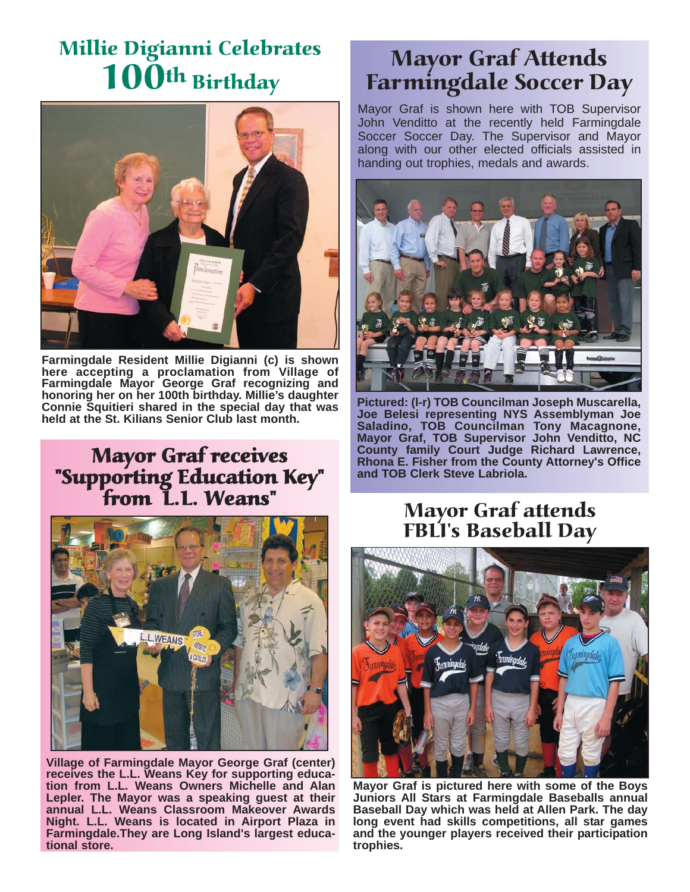## Millie Digianni Celebrates 100th Birthday

Farmingdale Resident Millie Digianni (c) is shown here accepting a proclamation from Village of Farmingdale Mayor George Graf recognizing and honoring her on her 100th birthday. Millie's daughter Connie Squitieri shared in the special day that was held at the St. Kilians Senior Club last month.

## Mayor Graf receives "Supporting Education Key" from L.L. Weans"

Village of Farmingdale Mayor George Graf (center) receives the L.L. Weans Key for supporting education from L.L. Weans Owners Michelle and Alan Lepler. The Mayor was a speaking guest at their annual L.L. Weans Classroom Makeover Awards Night. L.L. Weans is located in Airport Plaza in Farmingdale.They are Long Island's largest educational store.

## Mayor Graf Attends Farmingdale Soccer Day

Mayor Graf is shown here with TOB Supervisor John Venditto at the recently held Farmingdale Soccer Soccer Day. The Supervisor and Mayor along with our other elected officials assisted in handing out trophies, medals and awards.

Pictured: (l-r) TOB Councilman Joseph Muscarella, Joe Belesi representing NYS Assemblyman Joe Saladino, TOB Councilman Tony Macagnone, Mayor Graf, TOB Supervisor John Venditto, NC County family Court Judge Richard Lawrence, Rhona E. Fisher from the County Attorney's Office and TOB Clerk Steve Labriola.

## Mayor Graf attends FBLI's Baseball Day

Mayor Graf is pictured here with some of the Boys Juniors All Stars at Farmingdale Baseballs annual Baseball Day which was held at Allen Park. The day long event had skills competitions, all star games and the younger players received their participation trophies.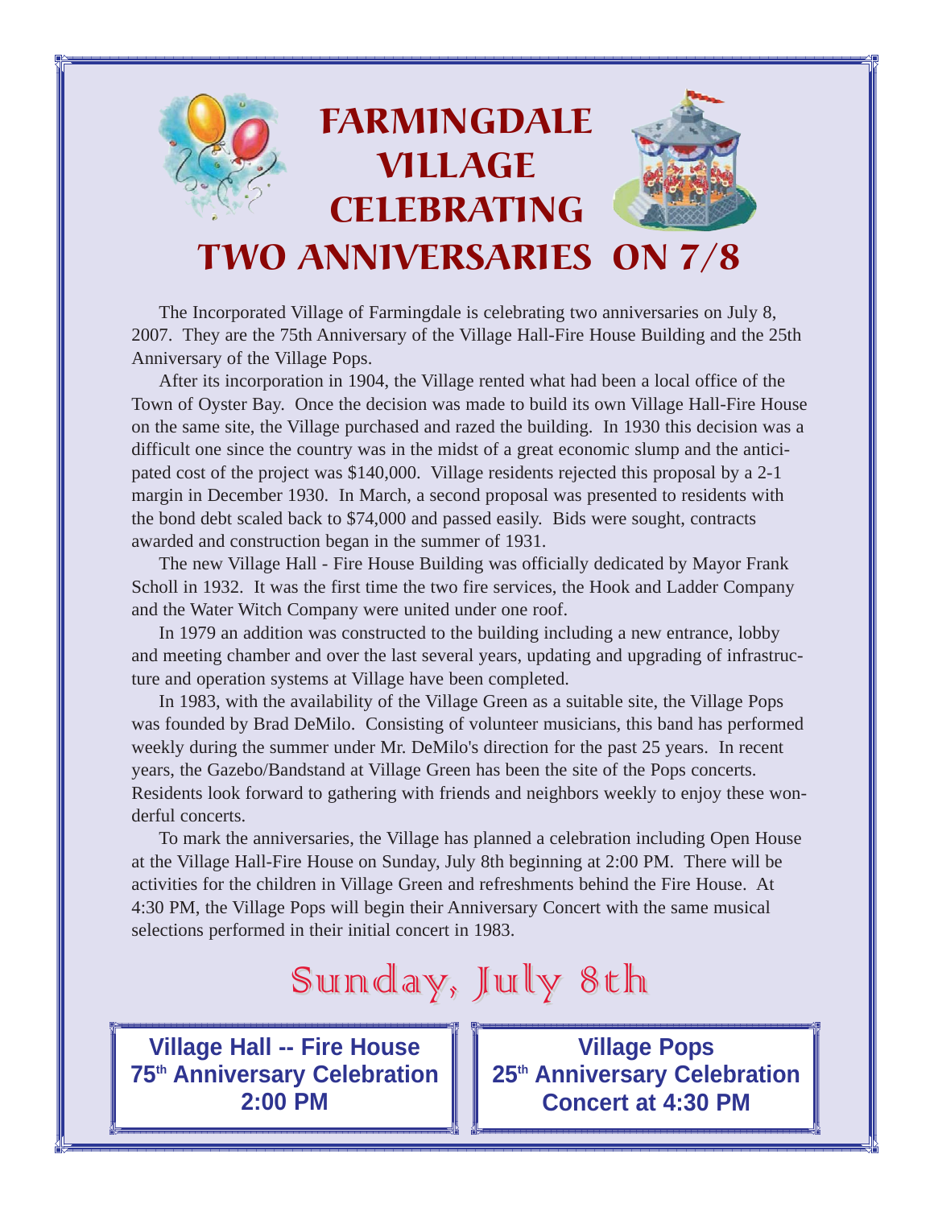# FARMINGDALE VILLAGE CELEBRATING TWO ANNIVERSARIES ON 7/8

The Incorporated Village of Farmingdale is celebrating two anniversaries on July 8, 2007. They are the 75th Anniversary of the Village Hall-Fire House Building and the 25th Anniversary of the Village Pops.

After its incorporation in 1904, the Village rented what had been a local office of the Town of Oyster Bay. Once the decision was made to build its own Village Hall-Fire House on the same site, the Village purchased and razed the building. In 1930 this decision was a difficult one since the country was in the midst of a great economic slump and the anticipated cost of the project was $140,000. Village residents rejected this proposal by a 2-1 margin in December 1930. In March, a second proposal was presented to residents with the bond debt scaled back to $74,000 and passed easily. Bids were sought, contracts awarded and construction began in the summer of 1931.

The new Village Hall - Fire House Building was officially dedicated by Mayor Frank Scholl in 1932. It was the first time the two fire services, the Hook and Ladder Company and the Water Witch Company were united under one roof.

In 1979 an addition was constructed to the building including a new entrance, lobby and meeting chamber and over the last several years, updating and upgrading of infrastructure and operation systems at Village have been completed.

In 1983, with the availability of the Village Green as a suitable site, the Village Pops was founded by Brad DeMilo. Consisting of volunteer musicians, this band has performed weekly during the summer under Mr. DeMilo's direction for the past 25 years. In recent years, the Gazebo/Bandstand at Village Green has been the site of the Pops concerts. Residents look forward to gathering with friends and neighbors weekly to enjoy these wonderful concerts.

To mark the anniversaries, the Village has planned a celebration including Open House at the Village Hall-Fire House on Sunday, July 8th beginning at 2:00 PM. There will be activities for the children in Village Green and refreshments behind the Fire House. At 4:30 PM, the Village Pops will begin their Anniversary Concert with the same musical selections performed in their initial concert in 1983.

## Sunday, July 8th

**Village Hall -- Fire House**
**75th Anniversary Celebration**
**2:00 PM**

**Village Pops**
**25th Anniversary Celebration**
**Concert at 4:30 PM**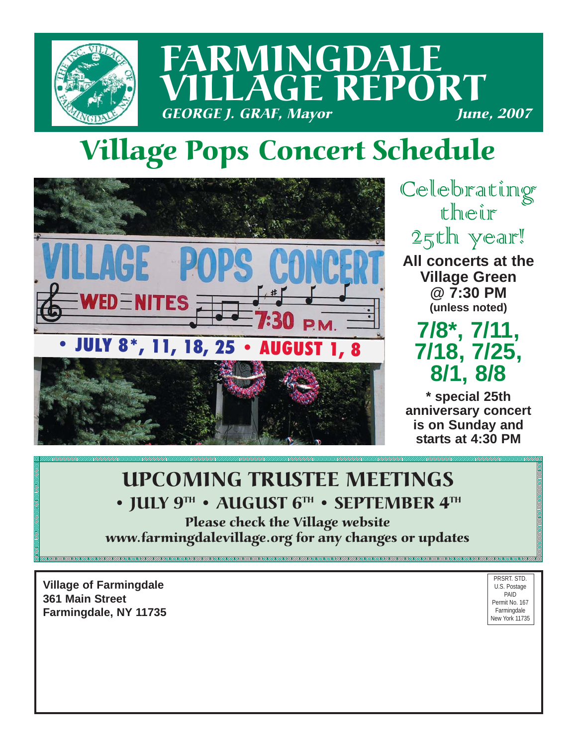# FARMINGDALE VILLAGE REPORT

*GEORGE J. GRAF, Mayor* *June, 2007*

## Village Pops Concert Schedule

Celebrating their 25th year!

**All concerts at the Village Green @ 7:30 PM (unless noted)**

**7/8*, 7/11, 7/18, 7/25, 8/1, 8/8**

*** special 25th anniversary concert is on Sunday and starts at 4:30 PM**

## UPCOMING TRUSTEE MEETINGS

• JULY 9TH • AUGUST 6TH • SEPTEMBER 4TH

Please check the Village website www.farmingdalevillage.org for any changes or updates

**Village of Farmingdale**
**361 Main Street**
**Farmingdale, NY 11735**

PRSRT. STD.
U.S. Postage
PAID
Permit No. 167
Farmingdale
New York 11735